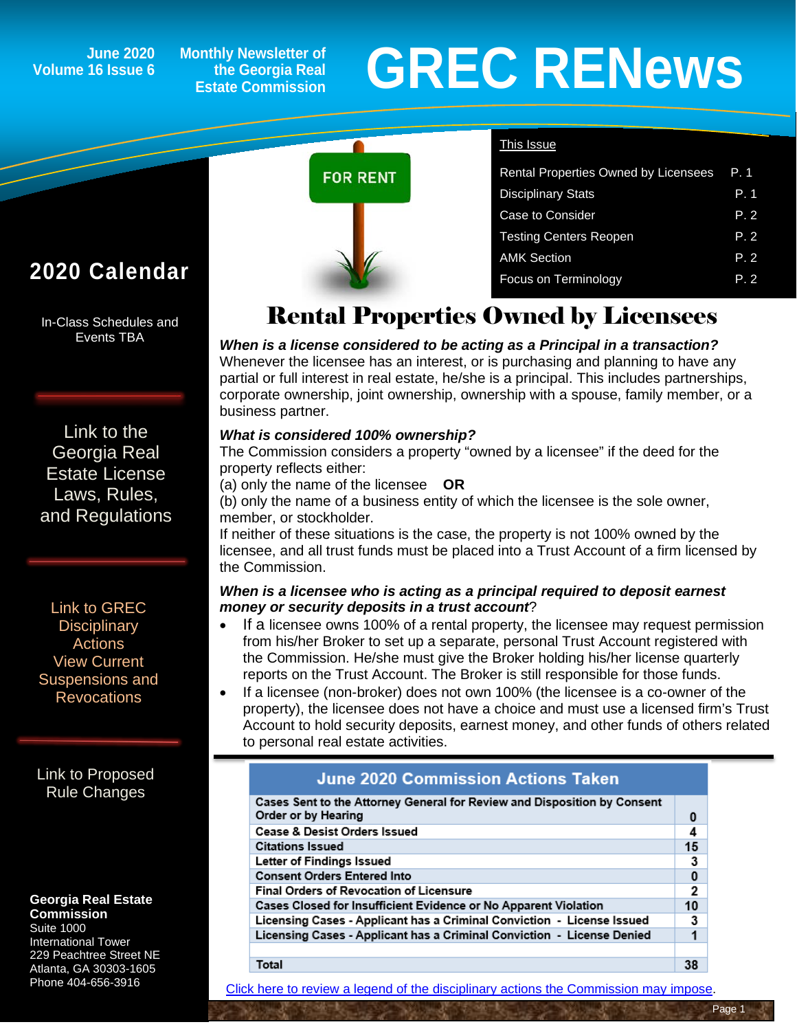June 2020
Volume 16 Issue 6

Monthly Newsletter of the Georgia Real Estate Commission

# GREC RENews

This Issue

| | |
|---|---|
| Rental Properties Owned by Licensees | P. 1 |
| Disciplinary Stats | P. 1 |
| Case to Consider | P. 2 |
| Testing Centers Reopen | P. 2 |
| AMK Section | P. 2 |
| Focus on Terminology | P. 2 |

## 2020 Calendar

In-Class Schedules and Events TBA

Link to the Georgia Real Estate License Laws, Rules, and Regulations

Link to GREC Disciplinary Actions
View Current Suspensions and Revocations

Link to Proposed Rule Changes

**Georgia Real Estate Commission**
Suite 1000
International Tower
229 Peachtree Street NE
Atlanta, GA 30303-1605
Phone 404-656-3916

## Rental Properties Owned by Licensees

***When is a license considered to be acting as a Principal in a transaction?***
Whenever the licensee has an interest, or is purchasing and planning to have any partial or full interest in real estate, he/she is a principal. This includes partnerships, corporate ownership, joint ownership, ownership with a spouse, family member, or a business partner.

***What is considered 100% ownership?***
The Commission considers a property "owned by a licensee" if the deed for the property reflects either:
(a) only the name of the licensee **OR**
(b) only the name of a business entity of which the licensee is the sole owner, member, or stockholder.
If neither of these situations is the case, the property is not 100% owned by the licensee, and all trust funds must be placed into a Trust Account of a firm licensed by the Commission.

***When is a licensee who is acting as a principal required to deposit earnest money or security deposits in a trust account?***

- If a licensee owns 100% of a rental property, the licensee may request permission from his/her Broker to set up a separate, personal Trust Account registered with the Commission. He/She must give the Broker holding his/her license quarterly reports on the Trust Account. The Broker is still responsible for those funds.
- If a licensee (non-broker) does not own 100% (the licensee is a co-owner of the property), the licensee does not have a choice and must use a licensed firm's Trust Account to hold security deposits, earnest money, and other funds of others related to personal real estate activities.

| June 2020 Commission Actions Taken | |
|---|---|
| Cases Sent to the Attorney General for Review and Disposition by Consent Order or by Hearing | 0 |
| Cease & Desist Orders Issued | 4 |
| Citations Issued | 15 |
| Letter of Findings Issued | 3 |
| Consent Orders Entered Into | 0 |
| Final Orders of Revocation of Licensure | 2 |
| Cases Closed for Insufficient Evidence or No Apparent Violation | 10 |
| Licensing Cases - Applicant has a Criminal Conviction - License Issued | 3 |
| Licensing Cases - Applicant has a Criminal Conviction - License Denied | 1 |
| | |
| Total | 38 |

Click here to review a legend of the disciplinary actions the Commission may impose.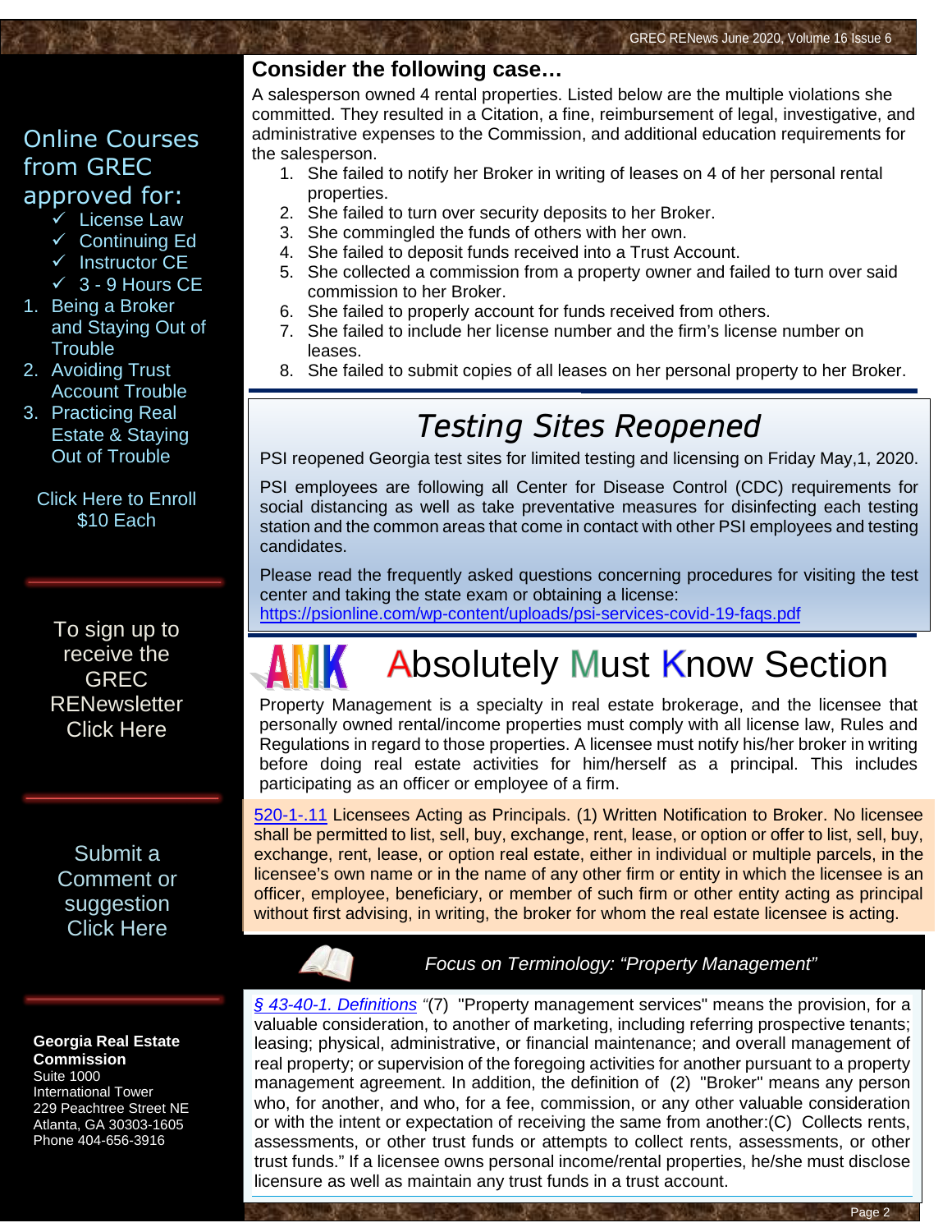## Consider the following case…

A salesperson owned 4 rental properties. Listed below are the multiple violations she committed. They resulted in a Citation, a fine, reimbursement of legal, investigative, and administrative expenses to the Commission, and additional education requirements for the salesperson.

1. She failed to notify her Broker in writing of leases on 4 of her personal rental properties.
2. She failed to turn over security deposits to her Broker.
3. She commingled the funds of others with her own.
4. She failed to deposit funds received into a Trust Account.
5. She collected a commission from a property owner and failed to turn over said commission to her Broker.
6. She failed to properly account for funds received from others.
7. She failed to include her license number and the firm's license number on leases.
8. She failed to submit copies of all leases on her personal property to her Broker.

## Testing Sites Reopened

PSI reopened Georgia test sites for limited testing and licensing on Friday May,1, 2020.

PSI employees are following all Center for Disease Control (CDC) requirements for social distancing as well as take preventative measures for disinfecting each testing station and the common areas that come in contact with other PSI employees and testing candidates.

Please read the frequently asked questions concerning procedures for visiting the test center and taking the state exam or obtaining a license:
https://psionline.com/wp-content/uploads/psi-services-covid-19-faqs.pdf

## AMK Absolutely Must Know Section

Property Management is a specialty in real estate brokerage, and the licensee that personally owned rental/income properties must comply with all license law, Rules and Regulations in regard to those properties. A licensee must notify his/her broker in writing before doing real estate activities for him/herself as a principal. This includes participating as an officer or employee of a firm.

520-1-.11 Licensees Acting as Principals. (1) Written Notification to Broker. No licensee shall be permitted to list, sell, buy, exchange, rent, lease, or option or offer to list, sell, buy, exchange, rent, lease, or option real estate, either in individual or multiple parcels, in the licensee's own name or in the name of any other firm or entity in which the licensee is an officer, employee, beneficiary, or member of such firm or other entity acting as principal without first advising, in writing, the broker for whom the real estate licensee is acting.

### *Focus on Terminology: "Property Management"*

*§ 43-40-1. Definitions* "(7) "Property management services" means the provision, for a valuable consideration, to another of marketing, including referring prospective tenants; leasing; physical, administrative, or financial maintenance; and overall management of real property; or supervision of the foregoing activities for another pursuant to a property management agreement. In addition, the definition of (2) "Broker" means any person who, for another, and who, for a fee, commission, or any other valuable consideration or with the intent or expectation of receiving the same from another:(C) Collects rents, assessments, or other trust funds or attempts to collect rents, assessments, or other trust funds." If a licensee owns personal income/rental properties, he/she must disclose licensure as well as maintain any trust funds in a trust account.

---

### Online Courses from GREC approved for:

- ✓ License Law
- ✓ Continuing Ed
- ✓ Instructor CE
- ✓ 3 - 9 Hours CE

1. Being a Broker and Staying Out of Trouble
2. Avoiding Trust Account Trouble
3. Practicing Real Estate & Staying Out of Trouble

Click Here to Enroll $10 Each

To sign up to receive the GREC RENewsletter Click Here

Submit a Comment or suggestion Click Here

**Georgia Real Estate Commission**
Suite 1000
International Tower
229 Peachtree Street NE
Atlanta, GA 30303-1605
Phone 404-656-3916